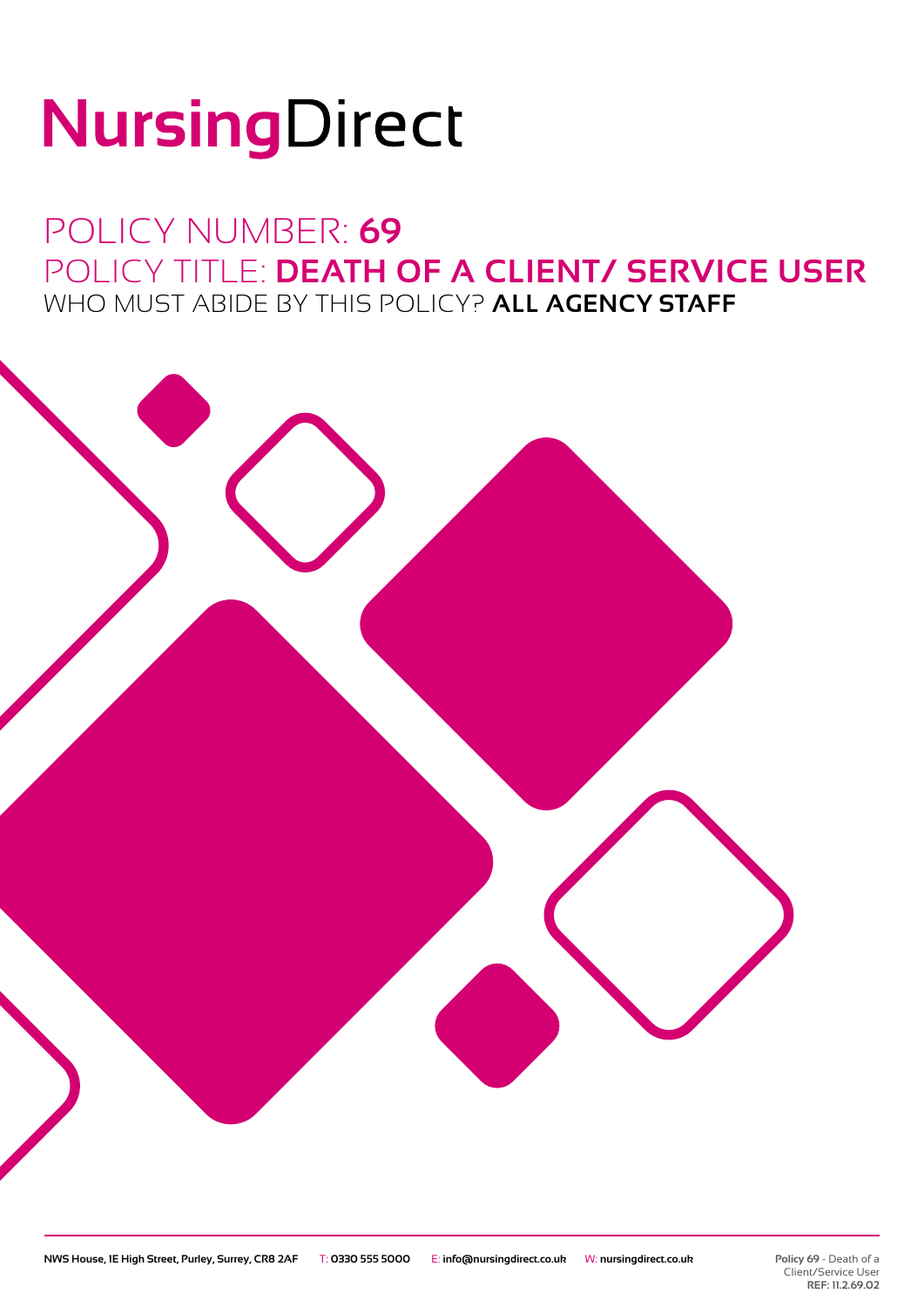# NursingDirect

## POLICY NUMBER: **69**
## POLICY TITLE: **DEATH OF A CLIENT/ SERVICE USER**
### WHO MUST ABIDE BY THIS POLICY? **ALL AGENCY STAFF**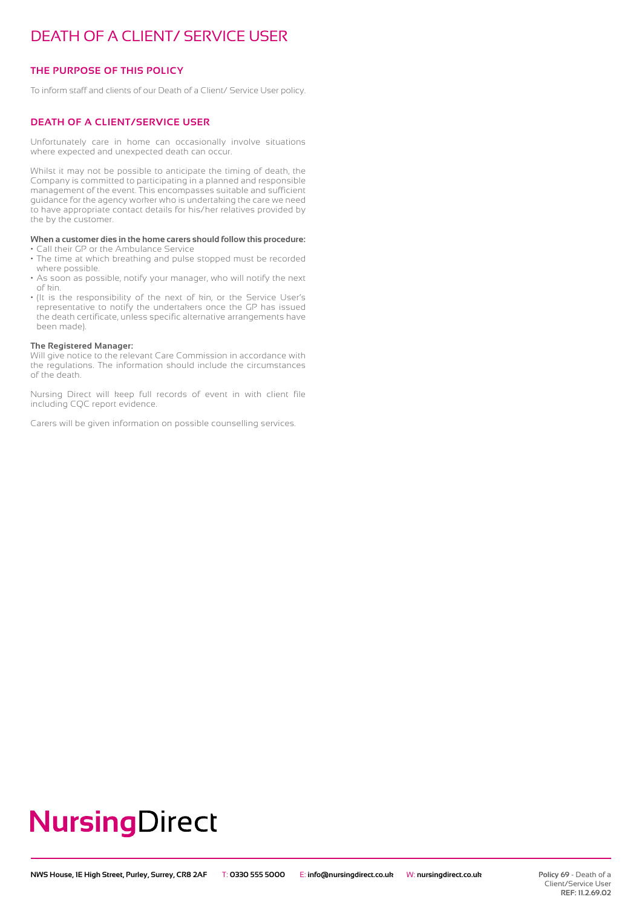# DEATH OF A CLIENT/ SERVICE USER

## THE PURPOSE OF THIS POLICY

To inform staff and clients of our Death of a Client/ Service User policy.

## DEATH OF A CLIENT/SERVICE USER

Unfortunately care in home can occasionally involve situations where expected and unexpected death can occur.

Whilst it may not be possible to anticipate the timing of death, the Company is committed to participating in a planned and responsible management of the event. This encompasses suitable and sufficient guidance for the agency worker who is undertaking the care we need to have appropriate contact details for his/her relatives provided by the by the customer.

**When a customer dies in the home carers should follow this procedure:**

- Call their GP or the Ambulance Service
- The time at which breathing and pulse stopped must be recorded where possible.
- As soon as possible, notify your manager, who will notify the next of kin.
- (It is the responsibility of the next of kin, or the Service User's representative to notify the undertakers once the GP has issued the death certificate, unless specific alternative arrangements have been made).

**The Registered Manager:**
Will give notice to the relevant Care Commission in accordance with the regulations. The information should include the circumstances of the death.

Nursing Direct will keep full records of event in with client file including CQC report evidence.

Carers will be given information on possible counselling services.

NursingDirect

NWS House, 1E High Street, Purley, Surrey, CR8 2AF T: 0330 555 5000 E: info@nursingdirect.co.uk W: nursingdirect.co.uk

Policy 69 - Death of a Client/Service User
REF: 11.2.69.02